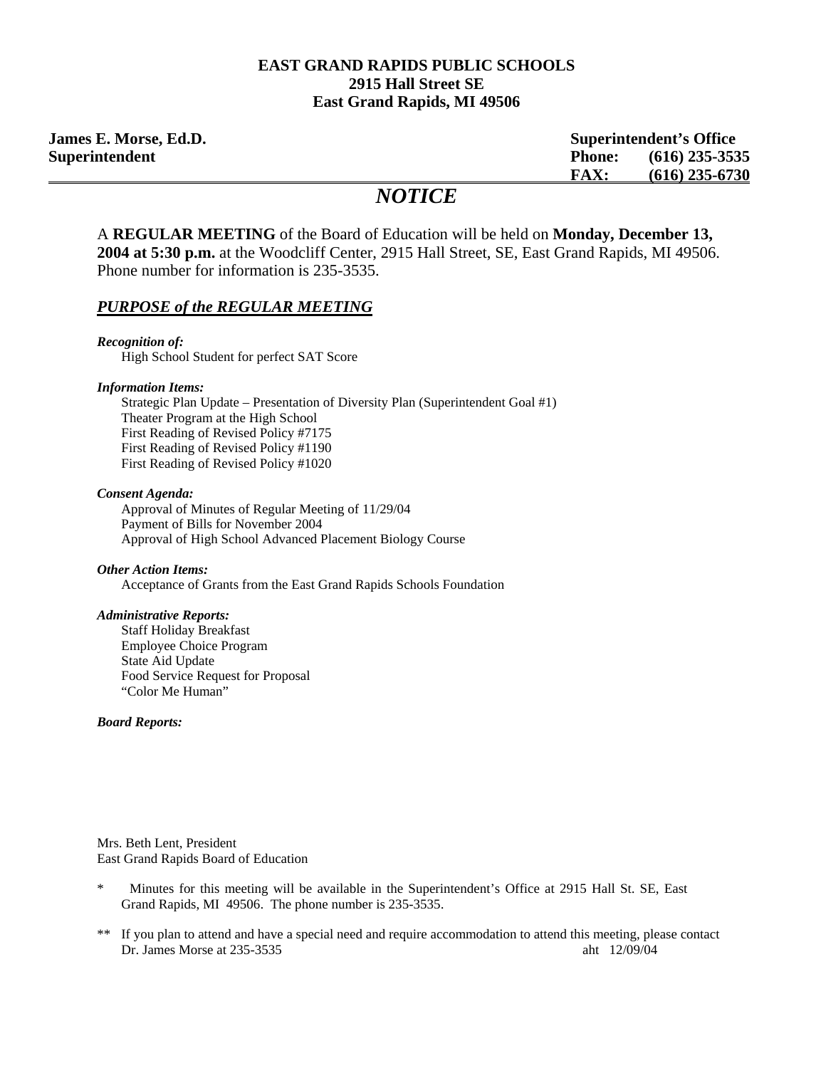**EAST GRAND RAPIDS PUBLIC SCHOOLS**
**2915 Hall Street SE**
**East Grand Rapids, MI 49506**

**James E. Morse, Ed.D.**
**Superintendent**

**Superintendent's Office**
**Phone: (616) 235-3535**
**FAX: (616) 235-6730**

# *NOTICE*

A **REGULAR MEETING** of the Board of Education will be held on **Monday, December 13, 2004 at 5:30 p.m.** at the Woodcliff Center, 2915 Hall Street, SE, East Grand Rapids, MI 49506. Phone number for information is 235-3535.

## *PURPOSE of the REGULAR MEETING*

***Recognition of:***
High School Student for perfect SAT Score

***Information Items:***
Strategic Plan Update – Presentation of Diversity Plan (Superintendent Goal #1)
Theater Program at the High School
First Reading of Revised Policy #7175
First Reading of Revised Policy #1190
First Reading of Revised Policy #1020

***Consent Agenda:***
Approval of Minutes of Regular Meeting of 11/29/04
Payment of Bills for November 2004
Approval of High School Advanced Placement Biology Course

***Other Action Items:***
Acceptance of Grants from the East Grand Rapids Schools Foundation

***Administrative Reports:***
Staff Holiday Breakfast
Employee Choice Program
State Aid Update
Food Service Request for Proposal
"Color Me Human"

***Board Reports:***

Mrs. Beth Lent, President
East Grand Rapids Board of Education

\* Minutes for this meeting will be available in the Superintendent's Office at 2915 Hall St. SE, East Grand Rapids, MI 49506. The phone number is 235-3535.

\*\* If you plan to attend and have a special need and require accommodation to attend this meeting, please contact Dr. James Morse at 235-3535

aht 12/09/04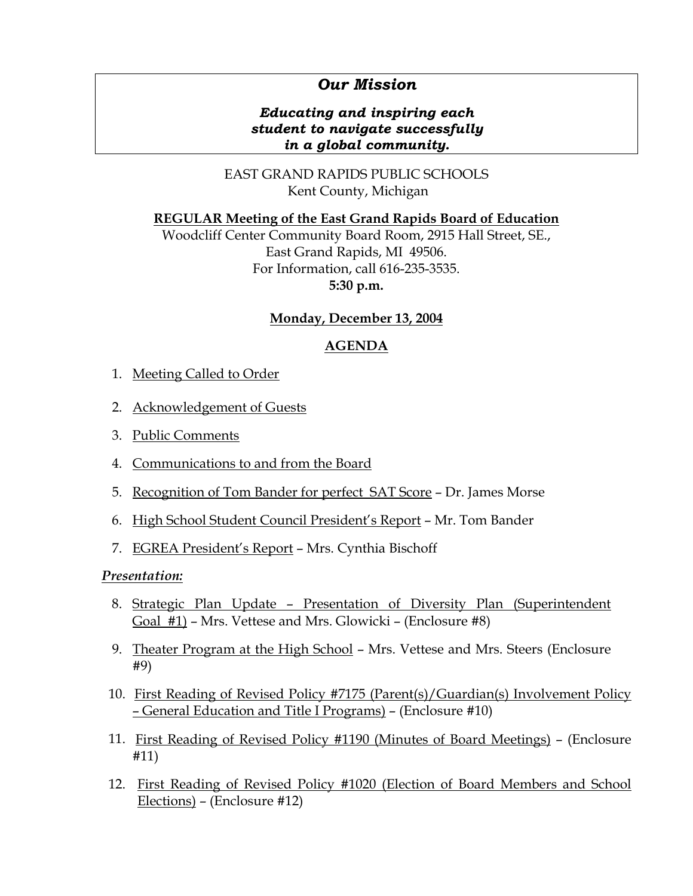## *Our Mission*

***Educating and inspiring each student to navigate successfully in a global community.***

EAST GRAND RAPIDS PUBLIC SCHOOLS
Kent County, Michigan

**REGULAR Meeting of the East Grand Rapids Board of Education**
Woodcliff Center Community Board Room, 2915 Hall Street, SE.,
East Grand Rapids, MI 49506.
For Information, call 616-235-3535.
**5:30 p.m.**

**Monday, December 13, 2004**

**AGENDA**

1. Meeting Called to Order
2. Acknowledgement of Guests
3. Public Comments
4. Communications to and from the Board
5. Recognition of Tom Bander for perfect SAT Score – Dr. James Morse
6. High School Student Council President's Report – Mr. Tom Bander
7. EGREA President's Report – Mrs. Cynthia Bischoff

***Presentation:***

8. Strategic Plan Update – Presentation of Diversity Plan (Superintendent Goal #1) – Mrs. Vettese and Mrs. Glowicki – (Enclosure #8)
9. Theater Program at the High School – Mrs. Vettese and Mrs. Steers (Enclosure #9)
10. First Reading of Revised Policy #7175 (Parent(s)/Guardian(s) Involvement Policy – General Education and Title I Programs) – (Enclosure #10)
11. First Reading of Revised Policy #1190 (Minutes of Board Meetings) – (Enclosure #11)
12. First Reading of Revised Policy #1020 (Election of Board Members and School Elections) – (Enclosure #12)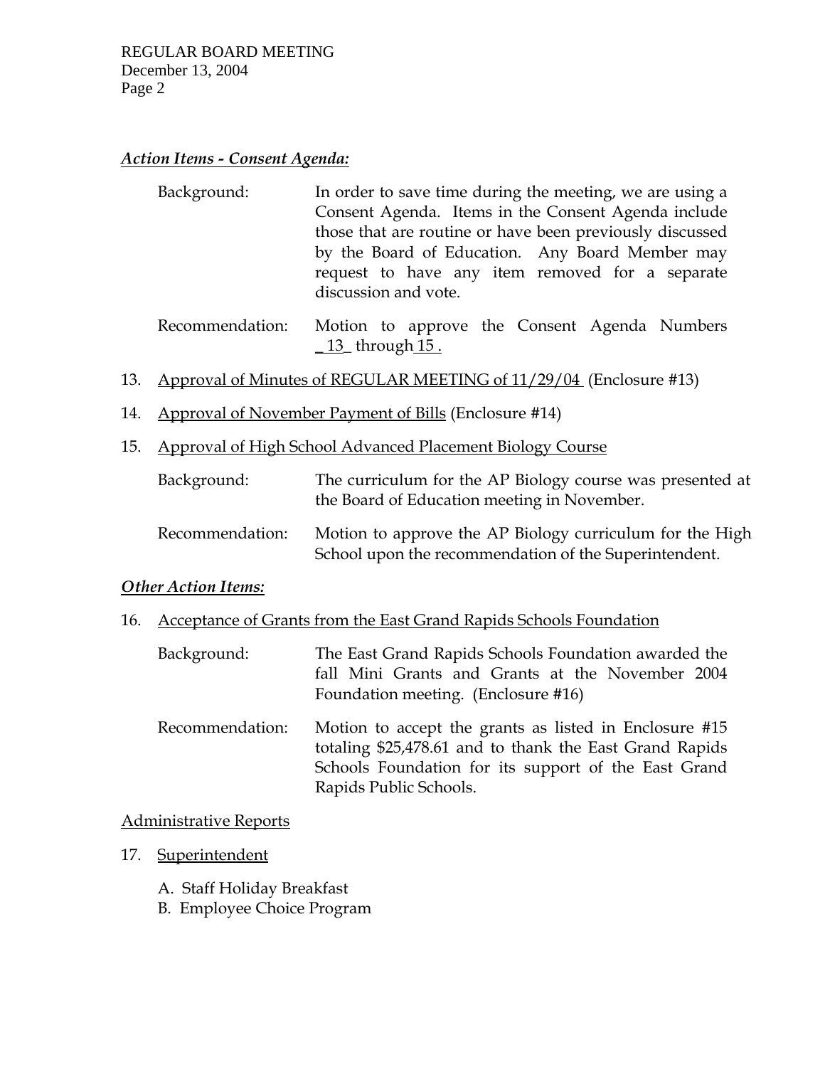***Action Items - Consent Agenda:***

Background: In order to save time during the meeting, we are using a Consent Agenda. Items in the Consent Agenda include those that are routine or have been previously discussed by the Board of Education. Any Board Member may request to have any item removed for a separate discussion and vote.

Recommendation: Motion to approve the Consent Agenda Numbers _13_ through 15 .

13. Approval of Minutes of REGULAR MEETING of 11/29/04 (Enclosure #13)

14. Approval of November Payment of Bills (Enclosure #14)

15. Approval of High School Advanced Placement Biology Course

    Background: The curriculum for the AP Biology course was presented at the Board of Education meeting in November.

    Recommendation: Motion to approve the AP Biology curriculum for the High School upon the recommendation of the Superintendent.

***Other Action Items:***

16. Acceptance of Grants from the East Grand Rapids Schools Foundation

    Background: The East Grand Rapids Schools Foundation awarded the fall Mini Grants and Grants at the November 2004 Foundation meeting. (Enclosure #16)

    Recommendation: Motion to accept the grants as listed in Enclosure #15 totaling $25,478.61 and to thank the East Grand Rapids Schools Foundation for its support of the East Grand Rapids Public Schools.

Administrative Reports

17. Superintendent

    A. Staff Holiday Breakfast
    B. Employee Choice Program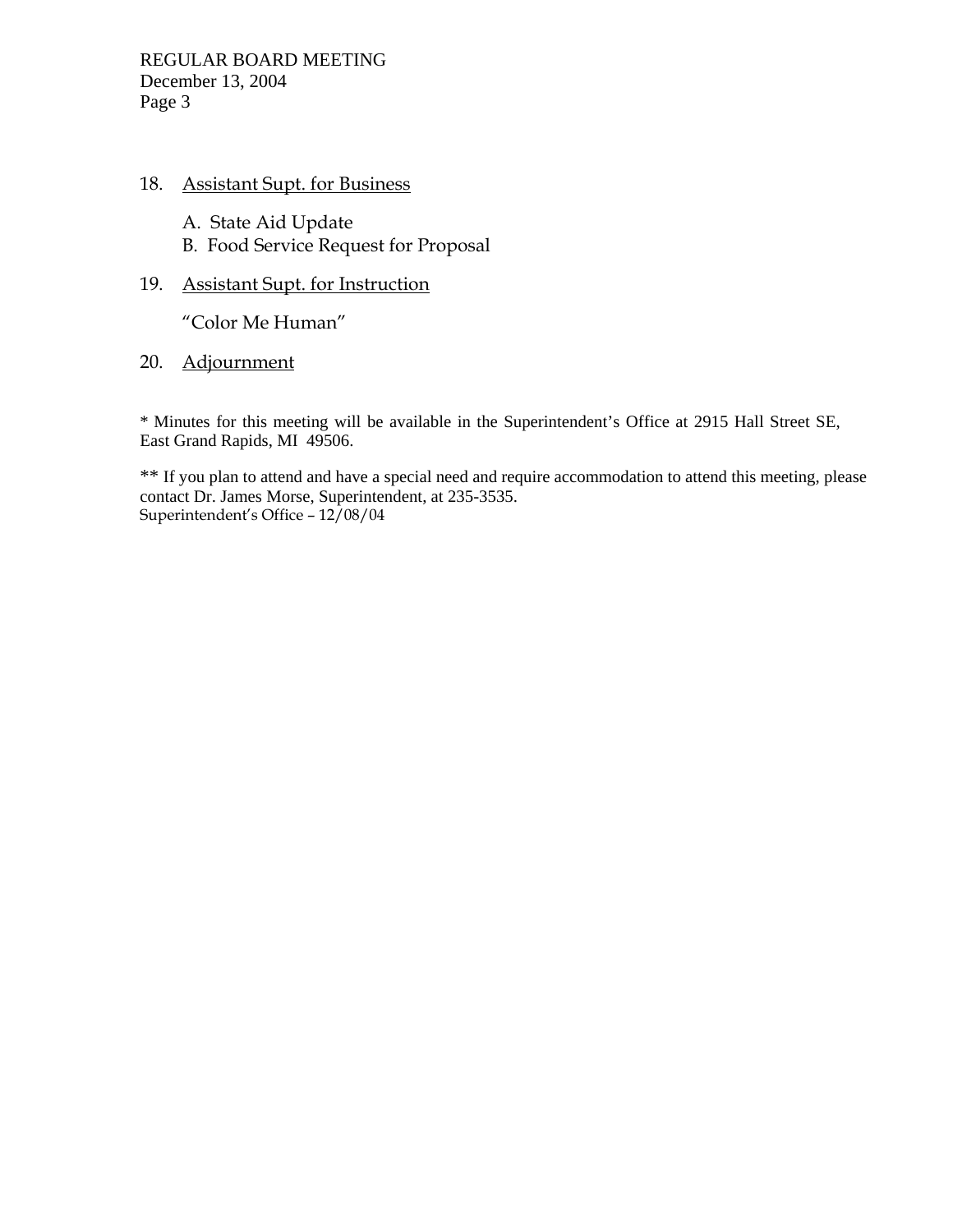18. Assistant Supt. for Business

    A. State Aid Update
    B. Food Service Request for Proposal

19. Assistant Supt. for Instruction

    "Color Me Human"

20. Adjournment

* Minutes for this meeting will be available in the Superintendent's Office at 2915 Hall Street SE, East Grand Rapids, MI 49506.

** If you plan to attend and have a special need and require accommodation to attend this meeting, please contact Dr. James Morse, Superintendent, at 235-3535.

Superintendent's Office – 12/08/04